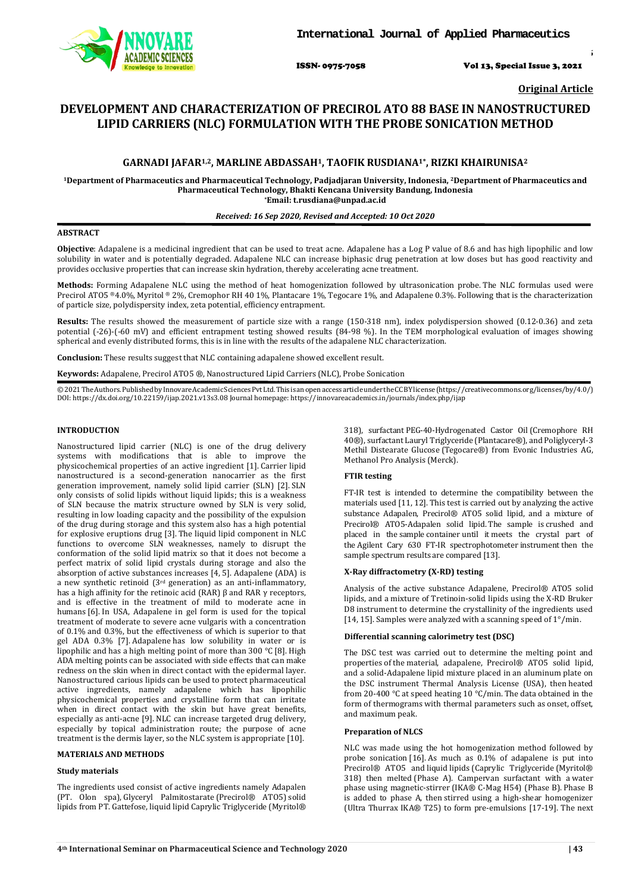**Original Article**

# DEVELOPMENT AND CHARACTERIZATION OF PRECIROL ATO 88 BASE IN NANOSTRUCTURED LIPID CARRIERS (NLC) FORMULATION WITH THE PROBE SONICATION METHOD

**GARNADI JAFAR[1,2], MARLINE ABDASSAH[1], TAOFIK RUSDIANA[1*], RIZKI KHAIRUNISA[2]**

[1]Department of Pharmaceutics and Pharmaceutical Technology, Padjadjaran University, Indonesia, [2]Department of Pharmaceutics and Pharmaceutical Technology, Bhakti Kencana University Bandung, Indonesia
*Email: t.rusdiana@unpad.ac.id

*Received: 16 Sep 2020, Revised and Accepted: 10 Oct 2020*

## ABSTRACT

**Objective**: Adapalene is a medicinal ingredient that can be used to treat acne. Adapalene has a Log P value of 8.6 and has high lipophilic and low solubility in water and is potentially degraded. Adapalene NLC can increase biphasic drug penetration at low doses but has good reactivity and provides occlusive properties that can increase skin hydration, thereby accelerating acne treatment.

**Methods:** Forming Adapalene NLC using the method of heat homogenization followed by ultrasonication probe. The NLC formulas used were Precirol ATO5 ®4.0%, Myritol ® 2%, Cremophor RH 40 1%, Plantacare 1%, Tegocare 1%, and Adapalene 0.3%. Following that is the characterization of particle size, polydispersity index, zeta potential, efficiency entrapment.

**Results:** The results showed the measurement of particle size with a range (150-318 nm), index polydispersion showed (0.12-0.36) and zeta potential (-26)-(-60 mV) and efficient entrapment testing showed results (84-98 %). In the TEM morphological evaluation of images showing spherical and evenly distributed forms, this is in line with the results of the adapalene NLC characterization.

**Conclusion:** These results suggest that NLC containing adapalene showed excellent result.

**Keywords:** Adapalene, Precirol ATO5 ®, Nanostructured Lipid Carriers (NLC), Probe Sonication

© 2021 The Authors. Published by Innovare Academic Sciences Pvt Ltd. This is an open access article under the CC BY license (https://creativecommons.org/licenses/by/4.0/) DOI: https://dx.doi.org/10.22159/ijap.2021.v13s3.08 Journal homepage: https://innovareacademics.in/journals/index.php/ijap

## INTRODUCTION

Nanostructured lipid carrier (NLC) is one of the drug delivery systems with modifications that is able to improve the physicochemical properties of an active ingredient [1]. Carrier lipid nanostructured is a second-generation nanocarrier as the first generation improvement, namely solid lipid carrier (SLN) [2]. SLN only consists of solid lipids without liquid lipids; this is a weakness of SLN because the matrix structure owned by SLN is very solid, resulting in low loading capacity and the possibility of the expulsion of the drug during storage and this system also has a high potential for explosive eruptions drug [3]. The liquid lipid component in NLC functions to overcome SLN weaknesses, namely to disrupt the conformation of the solid lipid matrix so that it does not become a perfect matrix of solid lipid crystals during storage and also the absorption of active substances increases [4, 5]. Adapalene (ADA) is a new synthetic retinoid (3rd generation) as an anti-inflammatory, has a high affinity for the retinoic acid (RAR) β and RAR γ receptors, and is effective in the treatment of mild to moderate acne in humans [6]. In USA, Adapalene in gel form is used for the topical treatment of moderate to severe acne vulgaris with a concentration of 0.1% and 0.3%, but the effectiveness of which is superior to that gel ADA 0.3% [7]. Adapalene has low solubility in water or is lipophilic and has a high melting point of more than 300 °C [8]. High ADA melting points can be associated with side effects that can make redness on the skin when in direct contact with the epidermal layer. Nanostructured carious lipids can be used to protect pharmaceutical active ingredients, namely adapalene which has lipophilic physicochemical properties and crystalline form that can irritate when in direct contact with the skin but have great benefits, especially as anti-acne [9]. NLC can increase targeted drug delivery, especially by topical administration route; the purpose of acne treatment is the dermis layer, so the NLC system is appropriate [10].

## MATERIALS AND METHODS

### Study materials

The ingredients used consist of active ingredients namely Adapalen (PT. Olon spa), Glyceryl Palmitostarate (Precirol® ATO5) solid lipids from PT. Gattefose, liquid lipid Caprylic Triglyceride (Myritol® 318), surfactant PEG-40-Hydrogenated Castor Oil (Cremophore RH 40®), surfactant Lauryl Triglyceride (Plantacare®), and Poliglyceryl-3 Methil Distearate Glucose (Tegocare®) from Evonic Industries AG, Methanol Pro Analysis (Merck).

### FTIR testing

FT-IR test is intended to determine the compatibility between the materials used [11, 12]. This test is carried out by analyzing the active substance Adapalen, Precirol® ATO5 solid lipid, and a mixture of Precirol® ATO5-Adapalen solid lipid. The sample is crushed and placed in the sample container until it meets the crystal part of the Agilent Cary 630 FT-IR spectrophotometer instrument then the sample spectrum results are compared [13].

### X-Ray diffractometry (X-RD) testing

Analysis of the active substance Adapalene, Precirol® ATO5 solid lipids, and a mixture of Tretinoin-solid lipids using the X-RD Bruker D8 instrument to determine the crystallinity of the ingredients used [14, 15]. Samples were analyzed with a scanning speed of 1°/min.

### Differential scanning calorimetry test (DSC)

The DSC test was carried out to determine the melting point and properties of the material, adapalene, Precirol® ATO5 solid lipid, and a solid-Adapalene lipid mixture placed in an aluminum plate on the DSC instrument Thermal Analysis License (USA), then heated from 20-400 °C at speed heating 10 °C/min. The data obtained in the form of thermograms with thermal parameters such as onset, offset, and maximum peak.

### Preparation of NLCS

NLC was made using the hot homogenization method followed by probe sonication [16]. As much as 0.1% of adapalene is put into Precirol® ATO5 and liquid lipids (Caprylic Triglyceride (Myritol® 318) then melted (Phase A). Campervan surfactant with a water phase using magnetic-stirrer (IKA® C-Mag H54) (Phase B). Phase B is added to phase A, then stirred using a high-shear homogenizer (Ultra Thurrax IKA® T25) to form pre-emulsions [17-19]. The next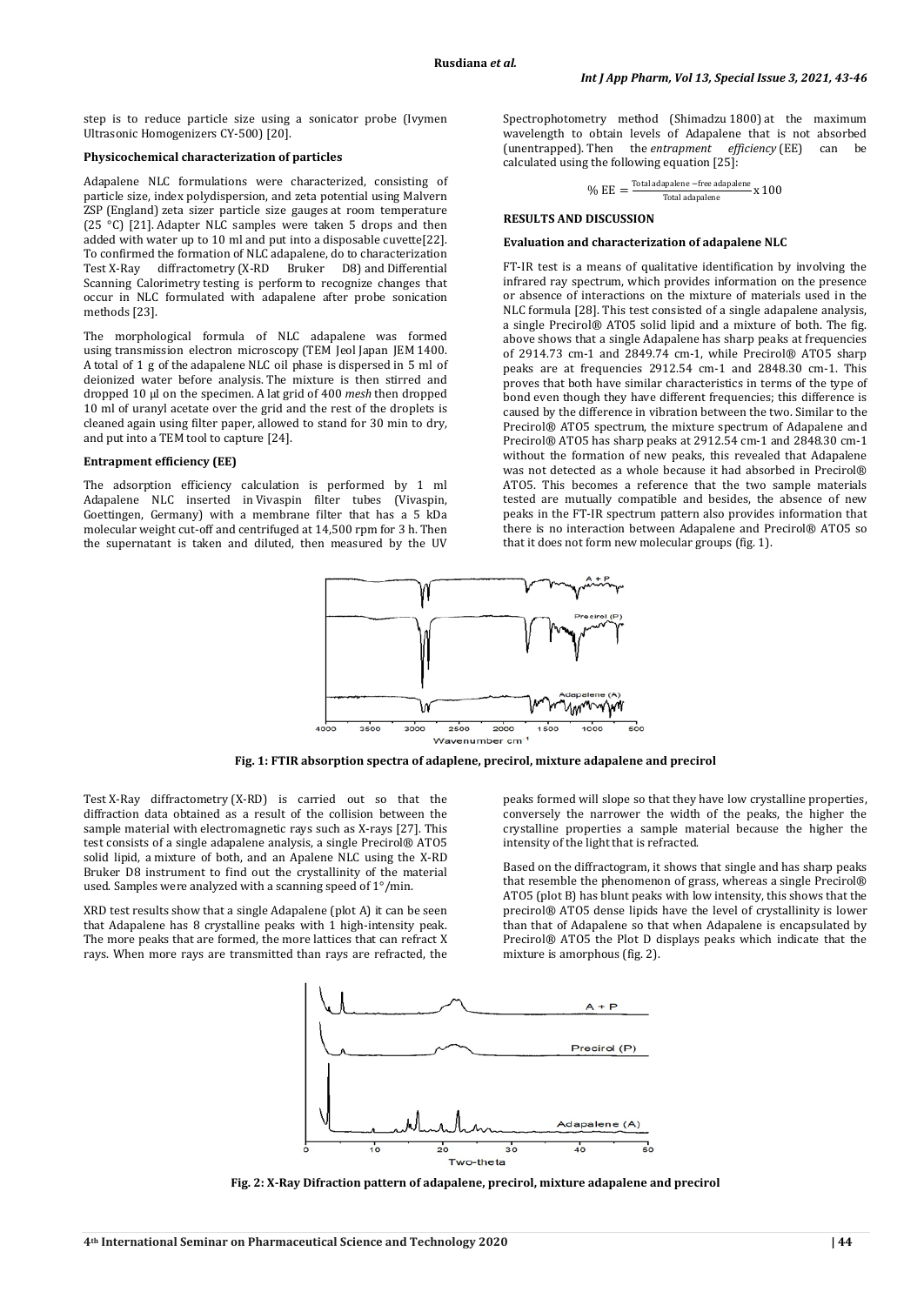step is to reduce particle size using a sonicator probe (Ivymen Ultrasonic Homogenizers CY-500) [20].

### Physicochemical characterization of particles

Adapalene NLC formulations were characterized, consisting of particle size, index polydispersion, and zeta potential using Malvern ZSP (England) zeta sizer particle size gauges at room temperature (25 °C) [21]. Adapter NLC samples were taken 5 drops and then added with water up to 10 ml and put into a disposable cuvette[22]. To confirmed the formation of NLC adapalene, do to characterization Test X-Ray diffractometry (X-RD Bruker D8) and Differential Scanning Calorimetry testing is perform to recognize changes that occur in NLC formulated with adapalene after probe sonication methods [23].

The morphological formula of NLC adapalene was formed using transmission electron microscopy (TEM Jeol Japan JEM 1400. A total of 1 g of the adapalene NLC oil phase is dispersed in 5 ml of deionized water before analysis. The mixture is then stirred and dropped 10 µl on the specimen. A lat grid of 400 *mesh* then dropped 10 ml of uranyl acetate over the grid and the rest of the droplets is cleaned again using filter paper, allowed to stand for 30 min to dry, and put into a TEM tool to capture [24].

### Entrapment efficiency (EE)

The adsorption efficiency calculation is performed by 1 ml Adapalene NLC inserted in Vivaspin filter tubes (Vivaspin, Goettingen, Germany) with a membrane filter that has a 5 kDa molecular weight cut-off and centrifuged at 14,500 rpm for 3 h. Then the supernatant is taken and diluted, then measured by the UV Spectrophotometry method (Shimadzu 1800) at the maximum wavelength to obtain levels of Adapalene that is not absorbed (unentrapped). Then the *entrapment efficiency* (EE) can be calculated using the following equation [25]:

$$\%\ \text{EE} = \frac{\text{Total adapalene} - \text{free adapalene}}{\text{Total adapalene}} \times 100$$

## RESULTS AND DISCUSSION

### Evaluation and characterization of adapalene NLC

FT-IR test is a means of qualitative identification by involving the infrared ray spectrum, which provides information on the presence or absence of interactions on the mixture of materials used in the NLC formula [28]. This test consisted of a single adapalene analysis, a single Precirol® ATO5 solid lipid and a mixture of both. The fig. above shows that a single Adapalene has sharp peaks at frequencies of 2914.73 cm-1 and 2849.74 cm-1, while Precirol® ATO5 sharp peaks are at frequencies 2912.54 cm-1 and 2848.30 cm-1. This proves that both have similar characteristics in terms of the type of bond even though they have different frequencies; this difference is caused by the difference in vibration between the two. Similar to the Precirol® ATO5 spectrum, the mixture spectrum of Adapalene and Precirol® ATO5 has sharp peaks at 2912.54 cm-1 and 2848.30 cm-1 without the formation of new peaks, this revealed that Adapalene was not detected as a whole because it had absorbed in Precirol® ATO5. This becomes a reference that the two sample materials tested are mutually compatible and besides, the absence of new peaks in the FT-IR spectrum pattern also provides information that there is no interaction between Adapalene and Precirol® ATO5 so that it does not form new molecular groups (fig. 1).

**Fig. 1: FTIR absorption spectra of adaplene, precirol, mixture adapalene and precirol**

Test X-Ray diffractometry (X-RD) is carried out so that the diffraction data obtained as a result of the collision between the sample material with electromagnetic rays such as X-rays [27]. This test consists of a single adapalene analysis, a single Precirol® ATO5 solid lipid, a mixture of both, and an Apalene NLC using the X-RD Bruker D8 instrument to find out the crystallinity of the material used. Samples were analyzed with a scanning speed of 1°/min.

XRD test results show that a single Adapalene (plot A) it can be seen that Adapalene has 8 crystalline peaks with 1 high-intensity peak. The more peaks that are formed, the more lattices that can refract X rays. When more rays are transmitted than rays are refracted, the peaks formed will slope so that they have low crystalline properties, conversely the narrower the width of the peaks, the higher the crystalline properties a sample material because the higher the intensity of the light that is refracted.

Based on the diffractogram, it shows that single and has sharp peaks that resemble the phenomenon of grass, whereas a single Precirol® ATO5 (plot B) has blunt peaks with low intensity, this shows that the precirol® ATO5 dense lipids have the level of crystallinity is lower than that of Adapalene so that when Adapalene is encapsulated by Precirol® ATO5 the Plot D displays peaks which indicate that the mixture is amorphous (fig. 2).

**Fig. 2: X-Ray Difraction pattern of adapalene, precirol, mixture adapalene and precirol**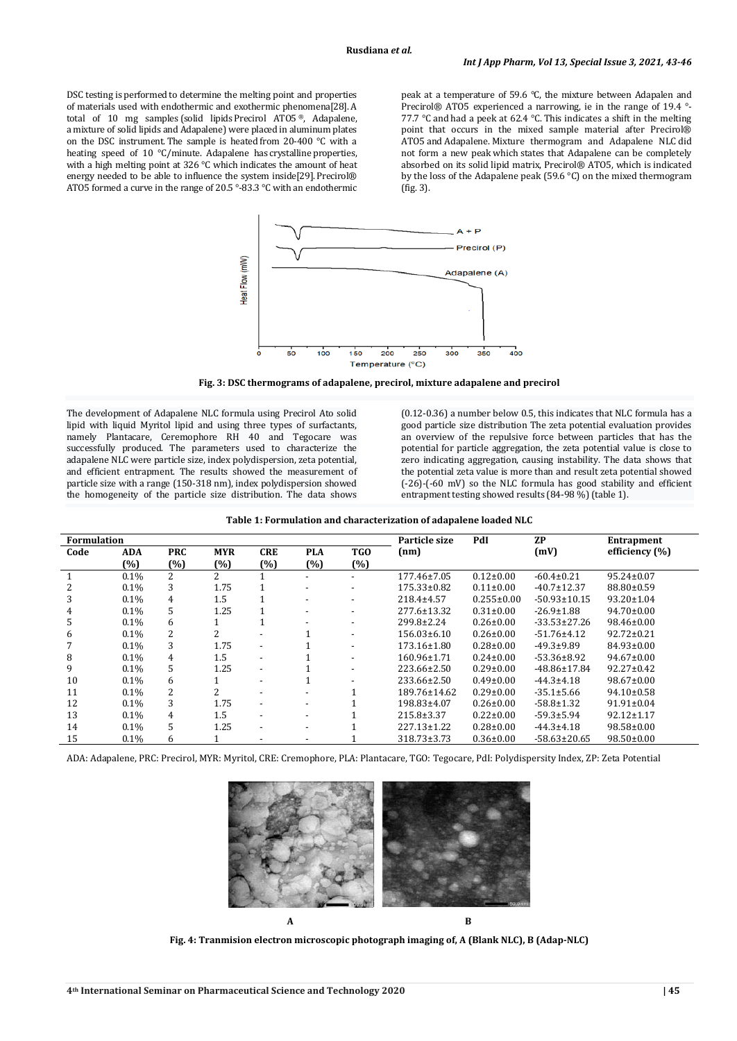DSC testing is performed to determine the melting point and properties of materials used with endothermic and exothermic phenomena[28]. A total of 10 mg samples (solid lipids Precirol ATO5 ®, Adapalene, a mixture of solid lipids and Adapalene) were placed in aluminum plates on the DSC instrument. The sample is heated from 20-400 °C with a heating speed of 10 °C/minute. Adapalene has crystalline properties, with a high melting point at 326 °C which indicates the amount of heat energy needed to be able to influence the system inside[29]. Precirol® ATO5 formed a curve in the range of 20.5 °-83.3 °C with an endothermic peak at a temperature of 59.6 ℃, the mixture between Adapalen and Precirol® ATO5 experienced a narrowing, ie in the range of 19.4 °-77.7 °C and had a peek at 62.4 °C. This indicates a shift in the melting point that occurs in the mixed sample material after Precirol® ATO5 and Adapalene. Mixture thermogram and Adapalene NLC did not form a new peak which states that Adapalene can be completely absorbed on its solid lipid matrix, Precirol® ATO5, which is indicated by the loss of the Adapalene peak (59.6 °C) on the mixed thermogram (fig. 3).

**Fig. 3: DSC thermograms of adapalene, precirol, mixture adapalene and precirol**

The development of Adapalene NLC formula using Precirol Ato solid lipid with liquid Myritol lipid and using three types of surfactants, namely Plantacare, Ceremophore RH 40 and Tegocare was successfully produced. The parameters used to characterize the adapalene NLC were particle size, index polydispersion, zeta potential, and efficient entrapment. The results showed the measurement of particle size with a range (150-318 nm), index polydispersion showed the homogeneity of the particle size distribution. The data shows (0.12-0.36) a number below 0.5, this indicates that NLC formula has a good particle size distribution The zeta potential evaluation provides an overview of the repulsive force between particles that has the potential for particle aggregation, the zeta potential value is close to zero indicating aggregation, causing instability. The data shows that the potential zeta value is more than and result zeta potential showed (-26)-(-60 mV) so the NLC formula has good stability and efficient entrapment testing showed results (84-98 %) (table 1).

**Table 1: Formulation and characterization of adapalene loaded NLC**

| Formulation | | | | | | | Particle size (nm) | PdI | ZP (mV) | Entrapment efficiency (%) |
|---|---|---|---|---|---|---|---|---|---|---|
| Code | ADA (%) | PRC (%) | MYR (%) | CRE (%) | PLA (%) | TGO (%) | | | | |
| 1 | 0.1% | 2 | 2 | 1 | - | - | 177.46±7.05 | 0.12±0.00 | -60.4±0.21 | 95.24±0.07 |
| 2 | 0.1% | 3 | 1.75 | 1 | - | - | 175.33±0.82 | 0.11±0.00 | -40.7±12.37 | 88.80±0.59 |
| 3 | 0.1% | 4 | 1.5 | 1 | - | - | 218.4±4.57 | 0.255±0.00 | -50.93±10.15 | 93.20±1.04 |
| 4 | 0.1% | 5 | 1.25 | 1 | - | - | 277.6±13.32 | 0.31±0.00 | -26.9±1.88 | 94.70±0.00 |
| 5 | 0.1% | 6 | 1 | 1 | - | - | 299.8±2.24 | 0.26±0.00 | -33.53±27.26 | 98.46±0.00 |
| 6 | 0.1% | 2 | 2 | - | 1 | - | 156.03±6.10 | 0.26±0.00 | -51.76±4.12 | 92.72±0.21 |
| 7 | 0.1% | 3 | 1.75 | - | 1 | - | 173.16±1.80 | 0.28±0.00 | -49.3±9.89 | 84.93±0.00 |
| 8 | 0.1% | 4 | 1.5 | - | 1 | - | 160.96±1.71 | 0.24±0.00 | -53.36±8.92 | 94.67±0.00 |
| 9 | 0.1% | 5 | 1.25 | - | 1 | - | 223.66±2.50 | 0.29±0.00 | -48.86±17.84 | 92.27±0.42 |
| 10 | 0.1% | 6 | 1 | - | 1 | - | 233.66±2.50 | 0.49±0.00 | -44.3±4.18 | 98.67±0.00 |
| 11 | 0.1% | 2 | 2 | - | - | 1 | 189.76±14.62 | 0.29±0.00 | -35.1±5.66 | 94.10±0.58 |
| 12 | 0.1% | 3 | 1.75 | - | - | 1 | 198.83±4.07 | 0.26±0.00 | -58.8±1.32 | 91.91±0.04 |
| 13 | 0.1% | 4 | 1.5 | - | - | 1 | 215.8±3.37 | 0.22±0.00 | -59.3±5.94 | 92.12±1.17 |
| 14 | 0.1% | 5 | 1.25 | - | - | 1 | 227.13±1.22 | 0.28±0.00 | -44.3±4.18 | 98.58±0.00 |
| 15 | 0.1% | 6 | 1 | - | - | 1 | 318.73±3.73 | 0.36±0.00 | -58.63±20.65 | 98.50±0.00 |

ADA: Adapalene, PRC: Precirol, MYR: Myritol, CRE: Cremophore, PLA: Plantacare, TGO: Tegocare, PdI: Polydispersity Index, ZP: Zeta Potential

**Fig. 4: Tranmision electron microscopic photograph imaging of, A (Blank NLC), B (Adap-NLC)**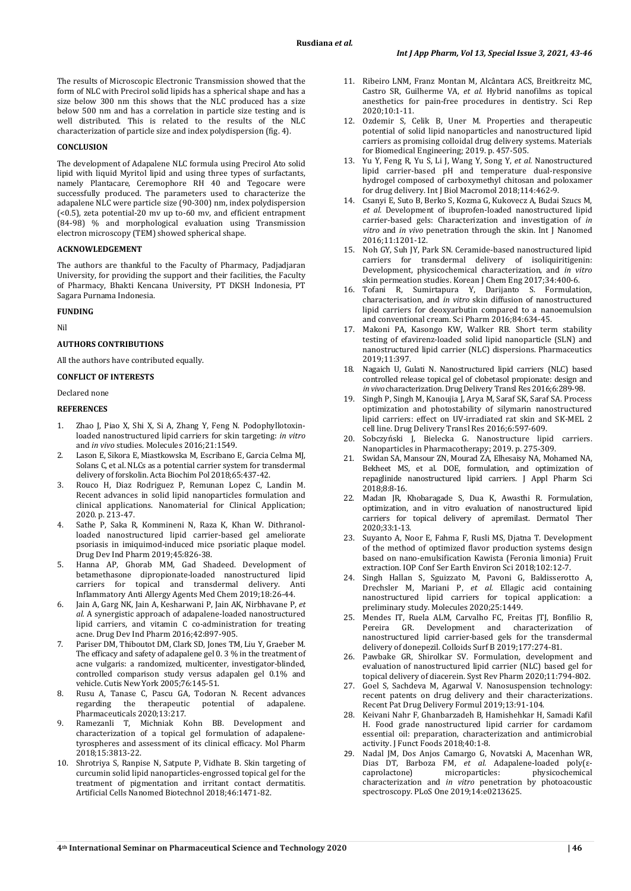The results of Microscopic Electronic Transmission showed that the form of NLC with Precirol solid lipids has a spherical shape and has a size below 300 nm this shows that the NLC produced has a size below 500 nm and has a correlation in particle size testing and is well distributed. This is related to the results of the NLC characterization of particle size and index polydispersion (fig. 4).

## CONCLUSION

The development of Adapalene NLC formula using Precirol Ato solid lipid with liquid Myritol lipid and using three types of surfactants, namely Plantacare, Ceremophore RH 40 and Tegocare were successfully produced. The parameters used to characterize the adapalene NLC were particle size (90-300) nm, index polydispersion (<0.5), zeta potential-20 mv up to-60 mv, and efficient entrapment (84-98) % and morphological evaluation using Transmission electron microscopy (TEM) showed spherical shape.

## ACKNOWLEDGEMENT

The authors are thankful to the Faculty of Pharmacy, Padjadjaran University, for providing the support and their facilities, the Faculty of Pharmacy, Bhakti Kencana University, PT DKSH Indonesia, PT Sagara Purnama Indonesia.

## FUNDING

Nil

## AUTHORS CONTRIBUTIONS

All the authors have contributed equally.

## CONFLICT OF INTERESTS

Declared none

## REFERENCES

1. Zhao J, Piao X, Shi X, Si A, Zhang Y, Feng N. Podophyllotoxin-loaded nanostructured lipid carriers for skin targeting: *in vitro* and *in vivo* studies. Molecules 2016;21:1549.
2. Lason E, Sikora E, Miastkowska M, Escribano E, Garcia Celma MJ, Solans C, et al. NLCs as a potential carrier system for transdermal delivery of forskolin. Acta Biochim Pol 2018;65:437-42.
3. Rouco H, Diaz Rodriguez P, Remunan Lopez C, Landin M. Recent advances in solid lipid nanoparticles formulation and clinical applications. Nanomaterial for Clinical Application; 2020. p. 213-47.
4. Sathe P, Saka R, Kommineni N, Raza K, Khan W. Dithranol-loaded nanostructured lipid carrier-based gel ameliorate psoriasis in imiquimod-induced mice psoriatic plaque model. Drug Dev Ind Pharm 2019;45:826-38.
5. Hanna AP, Ghorab MM, Gad Shadeed. Development of betamethasone dipropionate-loaded nanostructured lipid carriers for topical and transdermal delivery. Anti Inflammatory Anti Allergy Agents Med Chem 2019;18:26-44.
6. Jain A, Garg NK, Jain A, Kesharwani P, Jain AK, Nirbhavane P, *et al.* A synergistic approach of adapalene-loaded nanostructured lipid carriers, and vitamin C co-administration for treating acne. Drug Dev Ind Pharm 2016;42:897-905.
7. Pariser DM, Thiboutot DM, Clark SD, Jones TM, Liu Y, Graeber M. The efficacy and safety of adapalene gel 0. 3 % in the treatment of acne vulgaris: a randomized, multicenter, investigator-blinded, controlled comparison study versus adapalen gel 0.1% and vehicle. Cutis New York 2005;76:145-51.
8. Rusu A, Tanase C, Pascu GA, Todoran N. Recent advances regarding the therapeutic potential of adapalene. Pharmaceuticals 2020;13:217.
9. Ramezanli T, Michniak Kohn BB. Development and characterization of a topical gel formulation of adapalene-tyrospheres and assessment of its clinical efficacy. Mol Pharm 2018;15:3813-22.
10. Shrotriya S, Ranpise N, Satpute P, Vidhate B. Skin targeting of curcumin solid lipid nanoparticles-engrossed topical gel for the treatment of pigmentation and irritant contact dermatitis. Artificial Cells Nanomed Biotechnol 2018;46:1471-82.
11. Ribeiro LNM, Franz Montan M, Alcântara ACS, Breitkreitz MC, Castro SR, Guilherme VA, *et al.* Hybrid nanofilms as topical anesthetics for pain-free procedures in dentistry. Sci Rep 2020;10:1-11.
12. Ozdemir S, Celik B, Uner M. Properties and therapeutic potential of solid lipid nanoparticles and nanostructured lipid carriers as promising colloidal drug delivery systems. Materials for Biomedical Engineering; 2019. p. 457-505.
13. Yu Y, Feng R, Yu S, Li J, Wang Y, Song Y, *et al.* Nanostructured lipid carrier-based pH and temperature dual-responsive hydrogel composed of carboxymethyl chitosan and poloxamer for drug delivery. Int J Biol Macromol 2018;114:462-9.
14. Csanyi E, Suto B, Berko S, Kozma G, Kukovecz A, Budai Szucs M, *et al.* Development of ibuprofen-loaded nanostructured lipid carrier-based gels: Characterization and investigation of *in vitro* and *in vivo* penetration through the skin. Int J Nanomed 2016;11:1201-12.
15. Noh GY, Suh JY, Park SN. Ceramide-based nanostructured lipid carriers for transdermal delivery of isoliquiritigenin: Development, physicochemical characterization, and *in vitro* skin permeation studies. Korean J Chem Eng 2017;34:400-6.
16. Tofani R, Sumirtapura Y, Darijanto S. Formulation, characterisation, and *in vitro* skin diffusion of nanostructured lipid carriers for deoxyarbutin compared to a nanoemulsion and conventional cream. Sci Pharm 2016;84:634-45.
17. Makoni PA, Kasongo KW, Walker RB. Short term stability testing of efavirenz-loaded solid lipid nanoparticle (SLN) and nanostructured lipid carrier (NLC) dispersions. Pharmaceutics 2019;11:397.
18. Nagaich U, Gulati N. Nanostructured lipid carriers (NLC) based controlled release topical gel of clobetasol propionate: design and *in vivo* characterization. Drug Delivery Transl Res 2016;6:289-98.
19. Singh P, Singh M, Kanoujia J, Arya M, Saraf SK, Saraf SA. Process optimization and photostability of silymarin nanostructured lipid carriers: effect on UV-irradiated rat skin and SK-MEL 2 cell line. Drug Delivery Transl Res 2016;6:597-609.
20. Sobczyński J, Bielecka G. Nanostructure lipid carriers. Nanoparticles in Pharmacotherapy; 2019. p. 275-309.
21. Swidan SA, Mansour ZN, Mourad ZA, Elhesaisy NA, Mohamed NA, Bekheet MS, et al. DOE, formulation, and optimization of repaglinide nanostructured lipid carriers. J Appl Pharm Sci 2018;8:8-16.
22. Madan JR, Khobaragade S, Dua K, Awasthi R. Formulation, optimization, and in vitro evaluation of nanostructured lipid carriers for topical delivery of apremilast. Dermatol Ther 2020;33:1-13.
23. Suyanto A, Noor E, Fahma F, Rusli MS, Djatna T. Development of the method of optimized flavor production systems design based on nano-emulsification Kawista (Feronia limonia) Fruit extraction. IOP Conf Ser Earth Environ Sci 2018;102:12-7.
24. Singh Hallan S, Sguizzato M, Pavoni G, Baldisserotto A, Drechsler M, Mariani P, *et al.* Ellagic acid containing nanostructured lipid carriers for topical application: a preliminary study. Molecules 2020;25:1449.
25. Mendes IT, Ruela ALM, Carvalho FC, Freitas JTJ, Bonfilio R, Pereira GR. Development and characterization of nanostructured lipid carrier-based gels for the transdermal delivery of donepezil. Colloids Surf B 2019;177:274-81.
26. Pawbake GR, Shirolkar SV. Formulation, development and evaluation of nanostructured lipid carrier (NLC) based gel for topical delivery of diacerein. Syst Rev Pharm 2020;11:794-802.
27. Goel S, Sachdeva M, Agarwal V. Nanosuspension technology: recent patents on drug delivery and their characterizations. Recent Pat Drug Delivery Formul 2019;13:91-104.
28. Keivani Nahr F, Ghanbarzadeh B, Hamishehkar H, Samadi Kafil H. Food grade nanostructured lipid carrier for cardamom essential oil: preparation, characterization and antimicrobial activity. J Funct Foods 2018;40:1-8.
29. Nadal JM, Dos Anjos Camargo G, Novatski A, Macenhan WR, Dias DT, Barboza FM, *et al.* Adapalene-loaded poly(ε-caprolactone) microparticles: physicochemical characterization and *in vitro* penetration by photoacoustic spectroscopy. PLoS One 2019;14:e0213625.